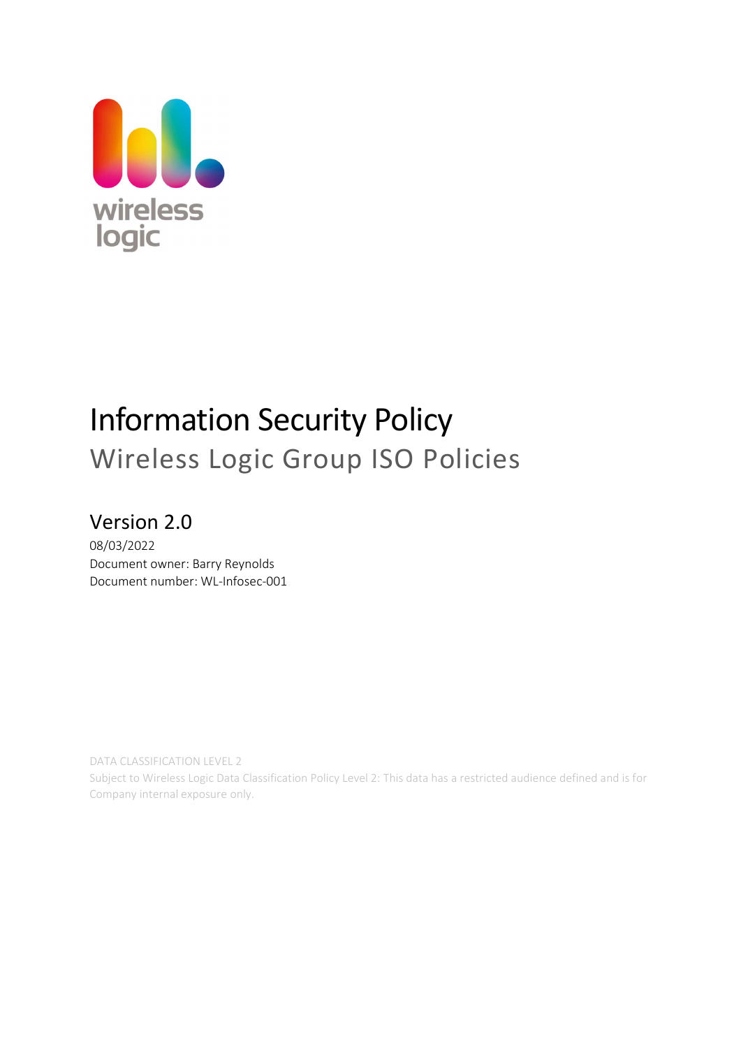wireless
logic

# Information Security Policy

## Wireless Logic Group ISO Policies

## Version 2.0

08/03/2022
Document owner: Barry Reynolds
Document number: WL-Infosec-001

DATA CLASSIFICATION LEVEL 2
Subject to Wireless Logic Data Classification Policy Level 2: This data has a restricted audience defined and is for Company internal exposure only.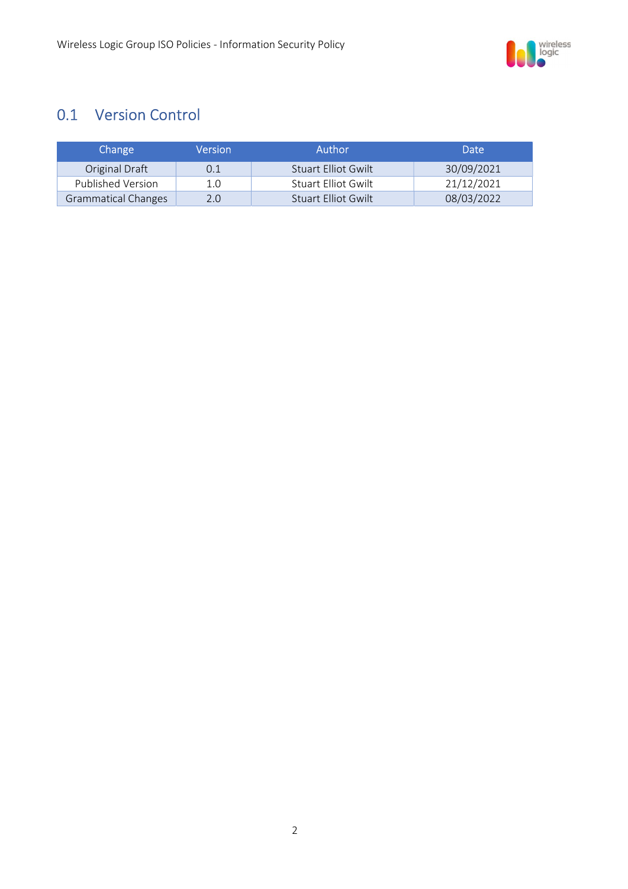## 0.1 Version Control

| Change | Version | Author | Date |
|---|---|---|---|
| Original Draft | 0.1 | Stuart Elliot Gwilt | 30/09/2021 |
| Published Version | 1.0 | Stuart Elliot Gwilt | 21/12/2021 |
| Grammatical Changes | 2.0 | Stuart Elliot Gwilt | 08/03/2022 |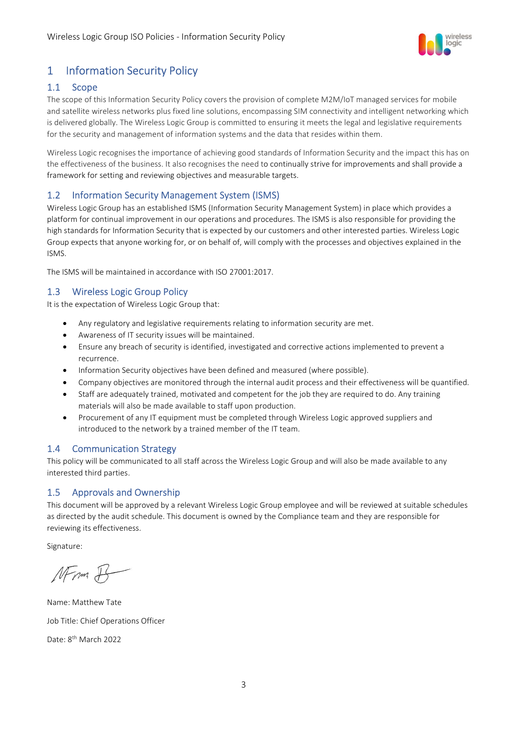# 1 Information Security Policy

## 1.1 Scope

The scope of this Information Security Policy covers the provision of complete M2M/IoT managed services for mobile and satellite wireless networks plus fixed line solutions, encompassing SIM connectivity and intelligent networking which is delivered globally. The Wireless Logic Group is committed to ensuring it meets the legal and legislative requirements for the security and management of information systems and the data that resides within them.

Wireless Logic recognises the importance of achieving good standards of Information Security and the impact this has on the effectiveness of the business. It also recognises the need to continually strive for improvements and shall provide a framework for setting and reviewing objectives and measurable targets.

## 1.2 Information Security Management System (ISMS)

Wireless Logic Group has an established ISMS (Information Security Management System) in place which provides a platform for continual improvement in our operations and procedures. The ISMS is also responsible for providing the high standards for Information Security that is expected by our customers and other interested parties. Wireless Logic Group expects that anyone working for, or on behalf of, will comply with the processes and objectives explained in the ISMS.

The ISMS will be maintained in accordance with ISO 27001:2017.

## 1.3 Wireless Logic Group Policy

It is the expectation of Wireless Logic Group that:

- Any regulatory and legislative requirements relating to information security are met.
- Awareness of IT security issues will be maintained.
- Ensure any breach of security is identified, investigated and corrective actions implemented to prevent a recurrence.
- Information Security objectives have been defined and measured (where possible).
- Company objectives are monitored through the internal audit process and their effectiveness will be quantified.
- Staff are adequately trained, motivated and competent for the job they are required to do. Any training materials will also be made available to staff upon production.
- Procurement of any IT equipment must be completed through Wireless Logic approved suppliers and introduced to the network by a trained member of the IT team.

## 1.4 Communication Strategy

This policy will be communicated to all staff across the Wireless Logic Group and will also be made available to any interested third parties.

## 1.5 Approvals and Ownership

This document will be approved by a relevant Wireless Logic Group employee and will be reviewed at suitable schedules as directed by the audit schedule. This document is owned by the Compliance team and they are responsible for reviewing its effectiveness.

Signature:

Name: Matthew Tate

Job Title: Chief Operations Officer

Date: 8th March 2022